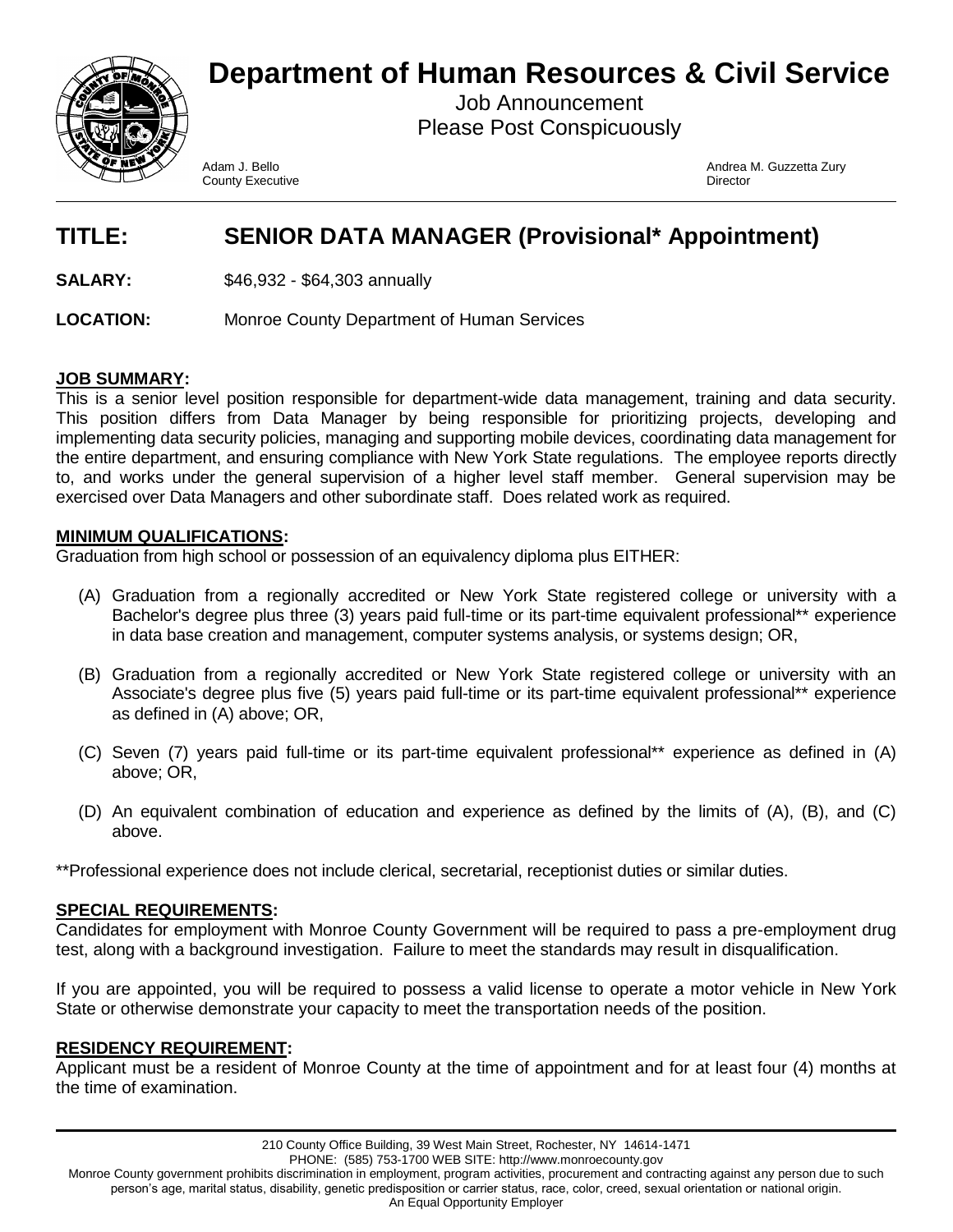# Department of Human Resources & Civil Service

Job Announcement
Please Post Conspicuously

Adam J. Bello
County Executive

Andrea M. Guzzetta Zury
Director

## TITLE: SENIOR DATA MANAGER (Provisional* Appointment)

**SALARY:** $46,932 - $64,303 annually

**LOCATION:** Monroe County Department of Human Services

**JOB SUMMARY:**
This is a senior level position responsible for department-wide data management, training and data security. This position differs from Data Manager by being responsible for prioritizing projects, developing and implementing data security policies, managing and supporting mobile devices, coordinating data management for the entire department, and ensuring compliance with New York State regulations. The employee reports directly to, and works under the general supervision of a higher level staff member. General supervision may be exercised over Data Managers and other subordinate staff. Does related work as required.

**MINIMUM QUALIFICATIONS:**
Graduation from high school or possession of an equivalency diploma plus EITHER:

(A) Graduation from a regionally accredited or New York State registered college or university with a Bachelor's degree plus three (3) years paid full-time or its part-time equivalent professional** experience in data base creation and management, computer systems analysis, or systems design; OR,

(B) Graduation from a regionally accredited or New York State registered college or university with an Associate's degree plus five (5) years paid full-time or its part-time equivalent professional** experience as defined in (A) above; OR,

(C) Seven (7) years paid full-time or its part-time equivalent professional** experience as defined in (A) above; OR,

(D) An equivalent combination of education and experience as defined by the limits of (A), (B), and (C) above.

**Professional experience does not include clerical, secretarial, receptionist duties or similar duties.

**SPECIAL REQUIREMENTS:**
Candidates for employment with Monroe County Government will be required to pass a pre-employment drug test, along with a background investigation. Failure to meet the standards may result in disqualification.

If you are appointed, you will be required to possess a valid license to operate a motor vehicle in New York State or otherwise demonstrate your capacity to meet the transportation needs of the position.

**RESIDENCY REQUIREMENT:**
Applicant must be a resident of Monroe County at the time of appointment and for at least four (4) months at the time of examination.

210 County Office Building, 39 West Main Street, Rochester, NY 14614-1471
PHONE: (585) 753-1700 WEB SITE: http://www.monroecounty.gov
Monroe County government prohibits discrimination in employment, program activities, procurement and contracting against any person due to such person's age, marital status, disability, genetic predisposition or carrier status, race, color, creed, sexual orientation or national origin.
An Equal Opportunity Employer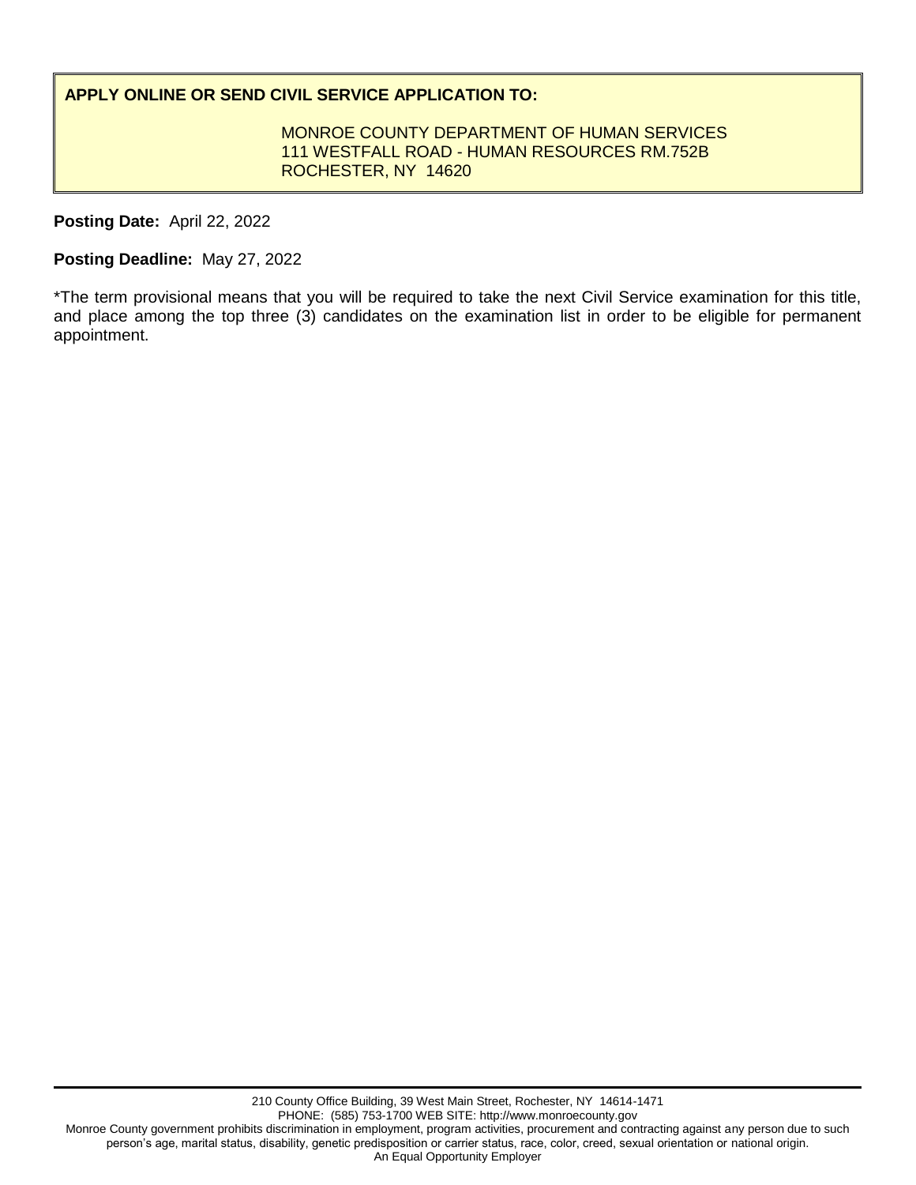**APPLY ONLINE OR SEND CIVIL SERVICE APPLICATION TO:**

MONROE COUNTY DEPARTMENT OF HUMAN SERVICES
111 WESTFALL ROAD - HUMAN RESOURCES RM.752B
ROCHESTER, NY 14620

**Posting Date:** April 22, 2022

**Posting Deadline:** May 27, 2022

*The term provisional means that you will be required to take the next Civil Service examination for this title, and place among the top three (3) candidates on the examination list in order to be eligible for permanent appointment.

210 County Office Building, 39 West Main Street, Rochester, NY 14614-1471
PHONE: (585) 753-1700 WEB SITE: http://www.monroecounty.gov
Monroe County government prohibits discrimination in employment, program activities, procurement and contracting against any person due to such person's age, marital status, disability, genetic predisposition or carrier status, race, color, creed, sexual orientation or national origin.
An Equal Opportunity Employer